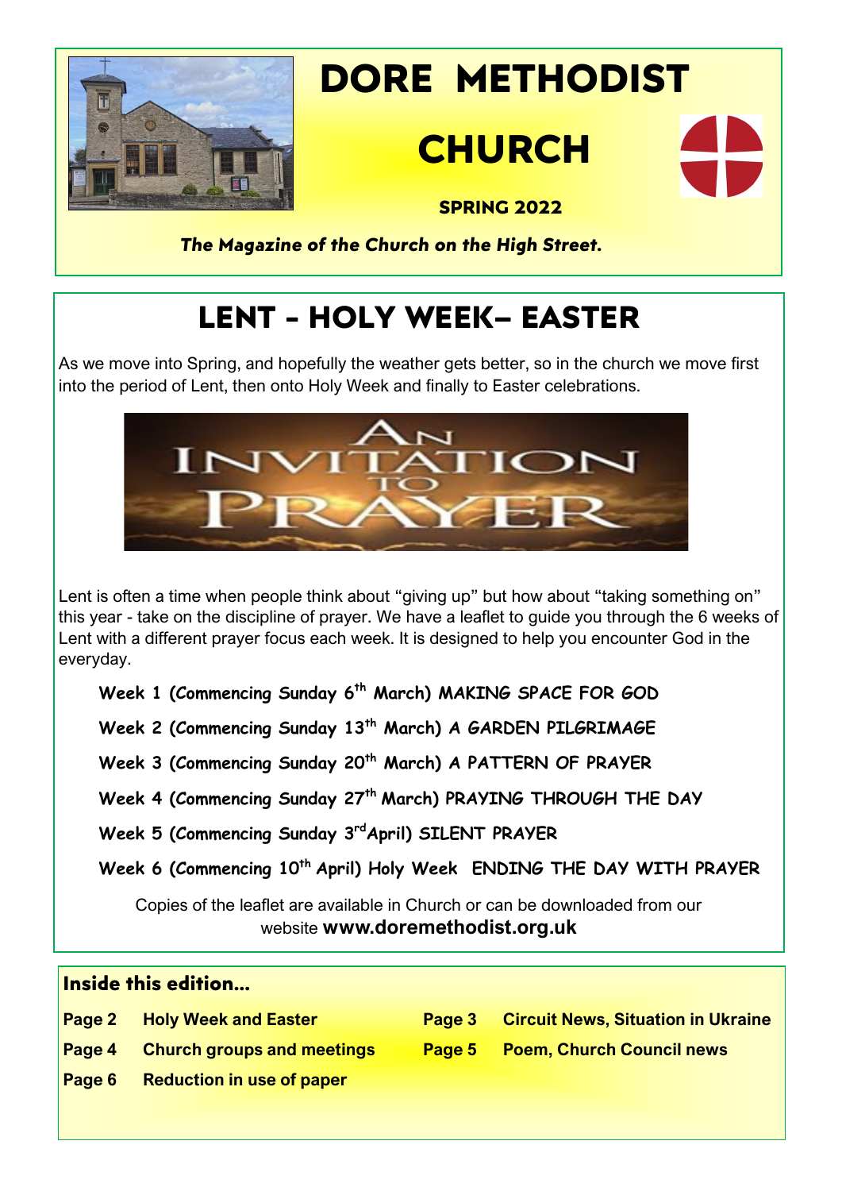# DORE METHODIST CHURCH

**SPRING 2022**

***The Magazine of the Church on the High Street.***

## LENT - HOLY WEEK– EASTER

As we move into Spring, and hopefully the weather gets better, so in the church we move first into the period of Lent, then onto Holy Week and finally to Easter celebrations.

AN INVITATION TO PRAYER

Lent is often a time when people think about "giving up" but how about "taking something on" this year - take on the discipline of prayer. We have a leaflet to guide you through the 6 weeks of Lent with a different prayer focus each week. It is designed to help you encounter God in the everyday.

**Week 1 (Commencing Sunday 6th March) MAKING SPACE FOR GOD**

**Week 2 (Commencing Sunday 13th March) A GARDEN PILGRIMAGE**

**Week 3 (Commencing Sunday 20th March) A PATTERN OF PRAYER**

**Week 4 (Commencing Sunday 27th March) PRAYING THROUGH THE DAY**

**Week 5 (Commencing Sunday 3rd April) SILENT PRAYER**

**Week 6 (Commencing 10th April) Holy Week ENDING THE DAY WITH PRAYER**

Copies of the leaflet are available in Church or can be downloaded from our website **www.doremethodist.org.uk**

### Inside this edition…

**Page 2** Holy Week and Easter

**Page 3** Circuit News, Situation in Ukraine

**Page 4** Church groups and meetings

**Page 5** Poem, Church Council news

**Page 6** Reduction in use of paper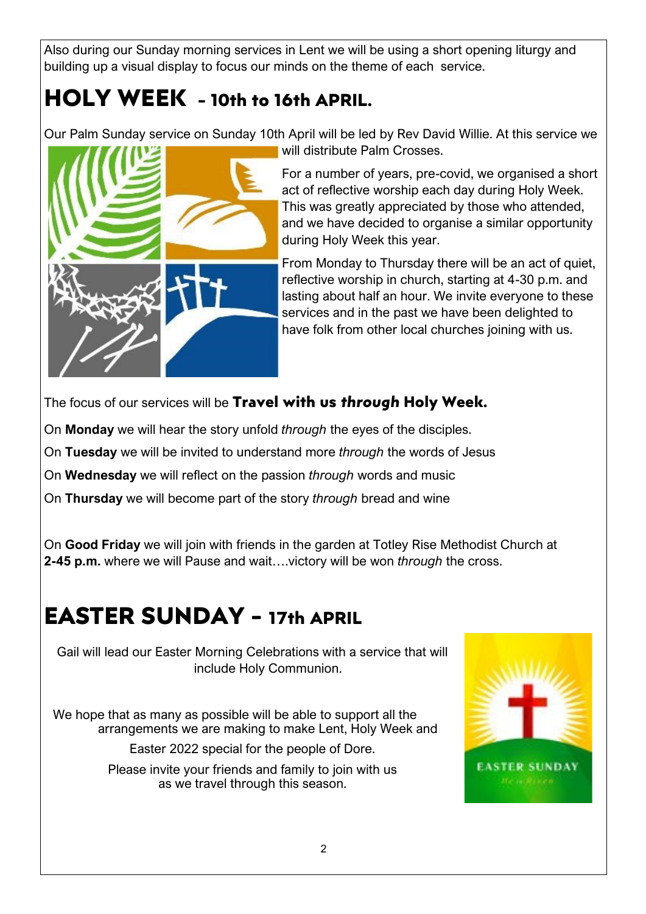Also during our Sunday morning services in Lent we will be using a short opening liturgy and building up a visual display to focus our minds on the theme of each service.

# HOLY WEEK - 10th to 16th APRIL.

Our Palm Sunday service on Sunday 10th April will be led by Rev David Willie. At this service we will distribute Palm Crosses.

For a number of years, pre-covid, we organised a short act of reflective worship each day during Holy Week. This was greatly appreciated by those who attended, and we have decided to organise a similar opportunity during Holy Week this year.

From Monday to Thursday there will be an act of quiet, reflective worship in church, starting at 4-30 p.m. and lasting about half an hour. We invite everyone to these services and in the past we have been delighted to have folk from other local churches joining with us.

The focus of our services will be **Travel with us *through* Holy Week.**

On **Monday** we will hear the story unfold *through* the eyes of the disciples.

On **Tuesday** we will be invited to understand more *through* the words of Jesus

On **Wednesday** we will reflect on the passion *through* words and music

On **Thursday** we will become part of the story *through* bread and wine

On **Good Friday** we will join with friends in the garden at Totley Rise Methodist Church at **2-45 p.m.** where we will Pause and wait….victory will be won *through* the cross.

# EASTER SUNDAY - 17th APRIL

Gail will lead our Easter Morning Celebrations with a service that will include Holy Communion.

We hope that as many as possible will be able to support all the arrangements we are making to make Lent, Holy Week and Easter 2022 special for the people of Dore.

Please invite your friends and family to join with us as we travel through this season.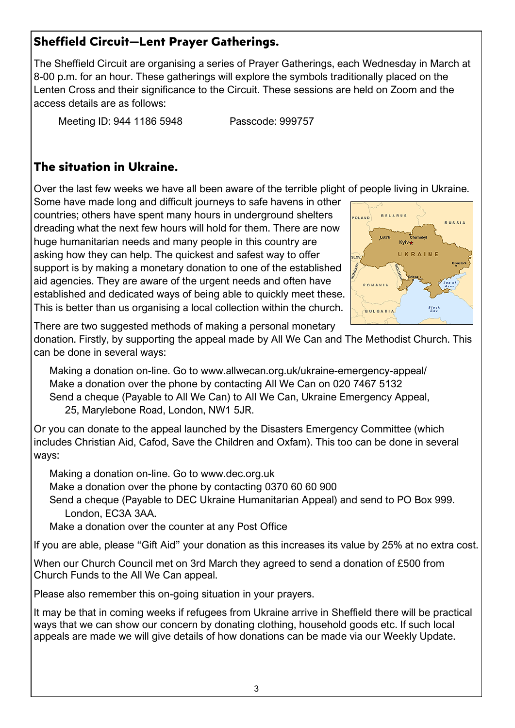## Sheffield Circuit—Lent Prayer Gatherings.

The Sheffield Circuit are organising a series of Prayer Gatherings, each Wednesday in March at 8-00 p.m. for an hour. These gatherings will explore the symbols traditionally placed on the Lenten Cross and their significance to the Circuit. These sessions are held on Zoom and the access details are as follows:

Meeting ID: 944 1186 5948 Passcode: 999757

## The situation in Ukraine.

Over the last few weeks we have all been aware of the terrible plight of people living in Ukraine. Some have made long and difficult journeys to safe havens in other countries; others have spent many hours in underground shelters dreading what the next few hours will hold for them. There are now huge humanitarian needs and many people in this country are asking how they can help. The quickest and safest way to offer support is by making a monetary donation to one of the established aid agencies. They are aware of the urgent needs and often have established and dedicated ways of being able to quickly meet these. This is better than us organising a local collection within the church.

There are two suggested methods of making a personal monetary donation. Firstly, by supporting the appeal made by All We Can and The Methodist Church. This can be done in several ways:

- Making a donation on-line. Go to www.allwecan.org.uk/ukraine-emergency-appeal/
- Make a donation over the phone by contacting All We Can on 020 7467 5132
- Send a cheque (Payable to All We Can) to All We Can, Ukraine Emergency Appeal, 25, Marylebone Road, London, NW1 5JR.

Or you can donate to the appeal launched by the Disasters Emergency Committee (which includes Christian Aid, Cafod, Save the Children and Oxfam). This too can be done in several ways:

- Making a donation on-line. Go to www.dec.org.uk
- Make a donation over the phone by contacting 0370 60 60 900
- Send a cheque (Payable to DEC Ukraine Humanitarian Appeal) and send to PO Box 999. London, EC3A 3AA.
- Make a donation over the counter at any Post Office

If you are able, please "Gift Aid" your donation as this increases its value by 25% at no extra cost.

When our Church Council met on 3rd March they agreed to send a donation of £500 from Church Funds to the All We Can appeal.

Please also remember this on-going situation in your prayers.

It may be that in coming weeks if refugees from Ukraine arrive in Sheffield there will be practical ways that we can show our concern by donating clothing, household goods etc. If such local appeals are made we will give details of how donations can be made via our Weekly Update.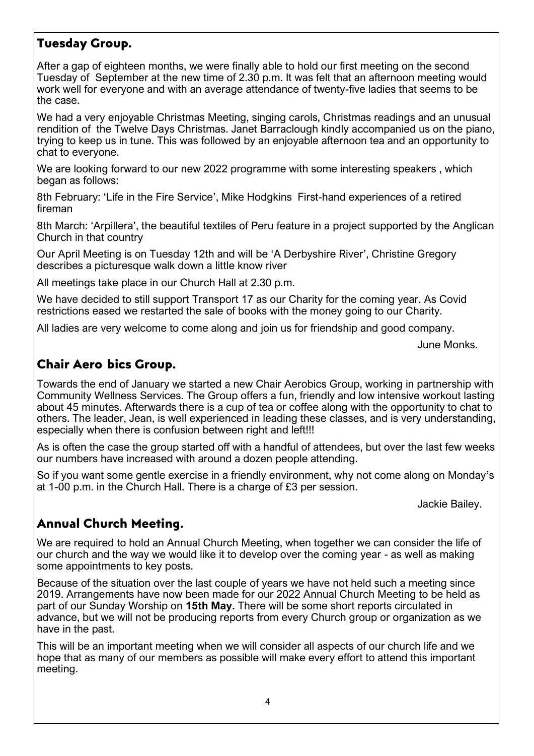## Tuesday Group.

After a gap of eighteen months, we were finally able to hold our first meeting on the second Tuesday of September at the new time of 2.30 p.m. It was felt that an afternoon meeting would work well for everyone and with an average attendance of twenty-five ladies that seems to be the case.

We had a very enjoyable Christmas Meeting, singing carols, Christmas readings and an unusual rendition of the Twelve Days Christmas. Janet Barraclough kindly accompanied us on the piano, trying to keep us in tune. This was followed by an enjoyable afternoon tea and an opportunity to chat to everyone.

We are looking forward to our new 2022 programme with some interesting speakers , which began as follows:

8th February: 'Life in the Fire Service', Mike Hodgkins First-hand experiences of a retired fireman

8th March: 'Arpillera', the beautiful textiles of Peru feature in a project supported by the Anglican Church in that country

Our April Meeting is on Tuesday 12th and will be 'A Derbyshire River', Christine Gregory describes a picturesque walk down a little know river

All meetings take place in our Church Hall at 2.30 p.m.

We have decided to still support Transport 17 as our Charity for the coming year. As Covid restrictions eased we restarted the sale of books with the money going to our Charity.

All ladies are very welcome to come along and join us for friendship and good company.

June Monks.

## Chair Aero bics Group.

Towards the end of January we started a new Chair Aerobics Group, working in partnership with Community Wellness Services. The Group offers a fun, friendly and low intensive workout lasting about 45 minutes. Afterwards there is a cup of tea or coffee along with the opportunity to chat to others. The leader, Jean, is well experienced in leading these classes, and is very understanding, especially when there is confusion between right and left!!!

As is often the case the group started off with a handful of attendees, but over the last few weeks our numbers have increased with around a dozen people attending.

So if you want some gentle exercise in a friendly environment, why not come along on Monday's at 1-00 p.m. in the Church Hall. There is a charge of £3 per session.

Jackie Bailey.

## Annual Church Meeting.

We are required to hold an Annual Church Meeting, when together we can consider the life of our church and the way we would like it to develop over the coming year - as well as making some appointments to key posts.

Because of the situation over the last couple of years we have not held such a meeting since 2019. Arrangements have now been made for our 2022 Annual Church Meeting to be held as part of our Sunday Worship on **15th May.** There will be some short reports circulated in advance, but we will not be producing reports from every Church group or organization as we have in the past.

This will be an important meeting when we will consider all aspects of our church life and we hope that as many of our members as possible will make every effort to attend this important meeting.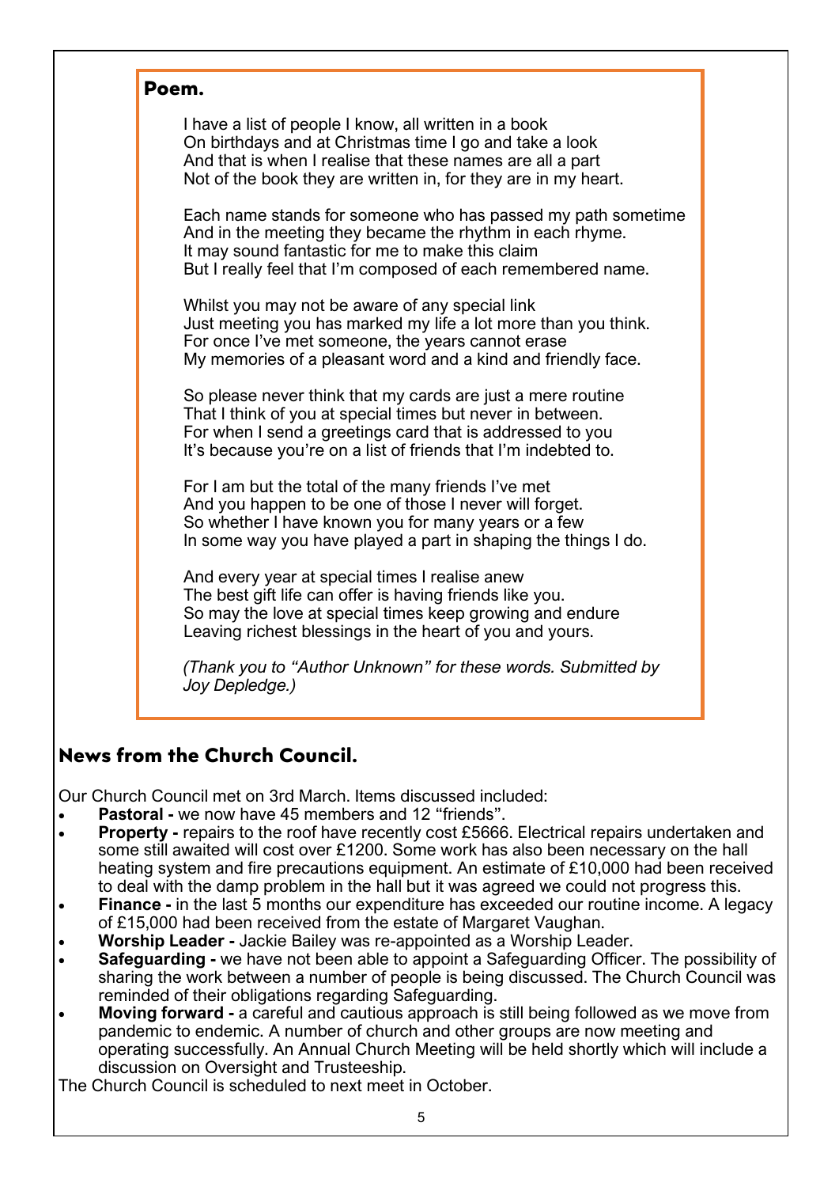## Poem.

I have a list of people I know, all written in a book
On birthdays and at Christmas time I go and take a look
And that is when I realise that these names are all a part
Not of the book they are written in, for they are in my heart.

Each name stands for someone who has passed my path sometime
And in the meeting they became the rhythm in each rhyme.
It may sound fantastic for me to make this claim
But I really feel that I'm composed of each remembered name.

Whilst you may not be aware of any special link
Just meeting you has marked my life a lot more than you think.
For once I've met someone, the years cannot erase
My memories of a pleasant word and a kind and friendly face.

So please never think that my cards are just a mere routine
That I think of you at special times but never in between.
For when I send a greetings card that is addressed to you
It's because you're on a list of friends that I'm indebted to.

For I am but the total of the many friends I've met
And you happen to be one of those I never will forget.
So whether I have known you for many years or a few
In some way you have played a part in shaping the things I do.

And every year at special times I realise anew
The best gift life can offer is having friends like you.
So may the love at special times keep growing and endure
Leaving richest blessings in the heart of you and yours.

*(Thank you to "Author Unknown" for these words. Submitted by Joy Depledge.)*

## News from the Church Council.

Our Church Council met on 3rd March. Items discussed included:

- **Pastoral -** we now have 45 members and 12 "friends".
- **Property -** repairs to the roof have recently cost £5666. Electrical repairs undertaken and some still awaited will cost over £1200. Some work has also been necessary on the hall heating system and fire precautions equipment. An estimate of £10,000 had been received to deal with the damp problem in the hall but it was agreed we could not progress this.
- **Finance -** in the last 5 months our expenditure has exceeded our routine income. A legacy of £15,000 had been received from the estate of Margaret Vaughan.
- **Worship Leader -** Jackie Bailey was re-appointed as a Worship Leader.
- **Safeguarding -** we have not been able to appoint a Safeguarding Officer. The possibility of sharing the work between a number of people is being discussed. The Church Council was reminded of their obligations regarding Safeguarding.
- **Moving forward -** a careful and cautious approach is still being followed as we move from pandemic to endemic. A number of church and other groups are now meeting and operating successfully. An Annual Church Meeting will be held shortly which will include a discussion on Oversight and Trusteeship.

The Church Council is scheduled to next meet in October.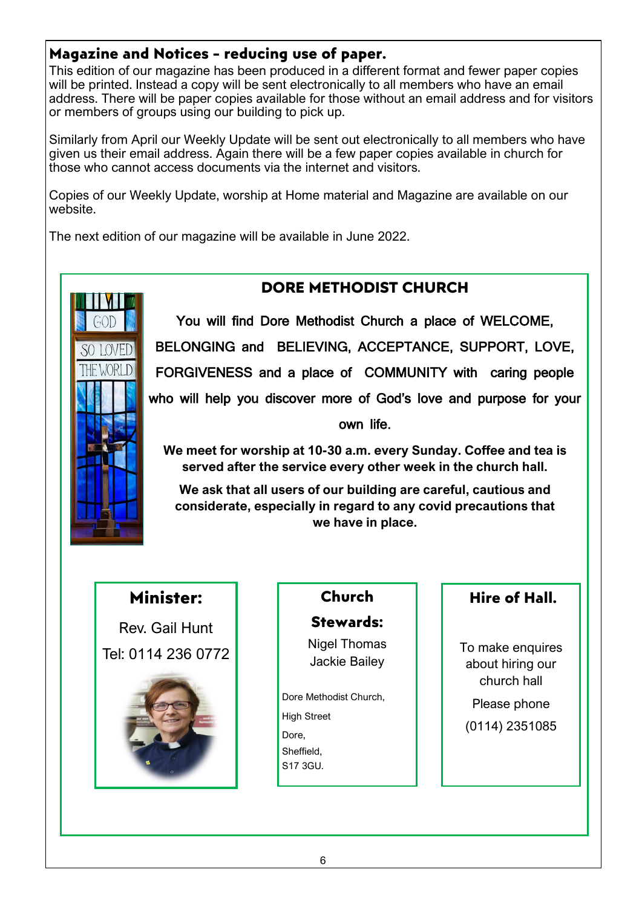## Magazine and Notices - reducing use of paper.

This edition of our magazine has been produced in a different format and fewer paper copies will be printed. Instead a copy will be sent electronically to all members who have an email address. There will be paper copies available for those without an email address and for visitors or members of groups using our building to pick up.

Similarly from April our Weekly Update will be sent out electronically to all members who have given us their email address. Again there will be a few paper copies available in church for those who cannot access documents via the internet and visitors.

Copies of our Weekly Update, worship at Home material and Magazine are available on our website.

The next edition of our magazine will be available in June 2022.

## DORE METHODIST CHURCH

You will find Dore Methodist Church a place of WELCOME, BELONGING and BELIEVING, ACCEPTANCE, SUPPORT, LOVE, FORGIVENESS and a place of COMMUNITY with caring people who will help you discover more of God's love and purpose for your own life.

**We meet for worship at 10-30 a.m. every Sunday. Coffee and tea is served after the service every other week in the church hall.**

**We ask that all users of our building are careful, cautious and considerate, especially in regard to any covid precautions that we have in place.**

### Minister:

Rev. Gail Hunt

Tel: 0114 236 0772

### Church Stewards:

Nigel Thomas
Jackie Bailey

Dore Methodist Church,
High Street
Dore,
Sheffield,
S17 3GU.

### Hire of Hall.

To make enquires about hiring our church hall

Please phone

(0114) 2351085